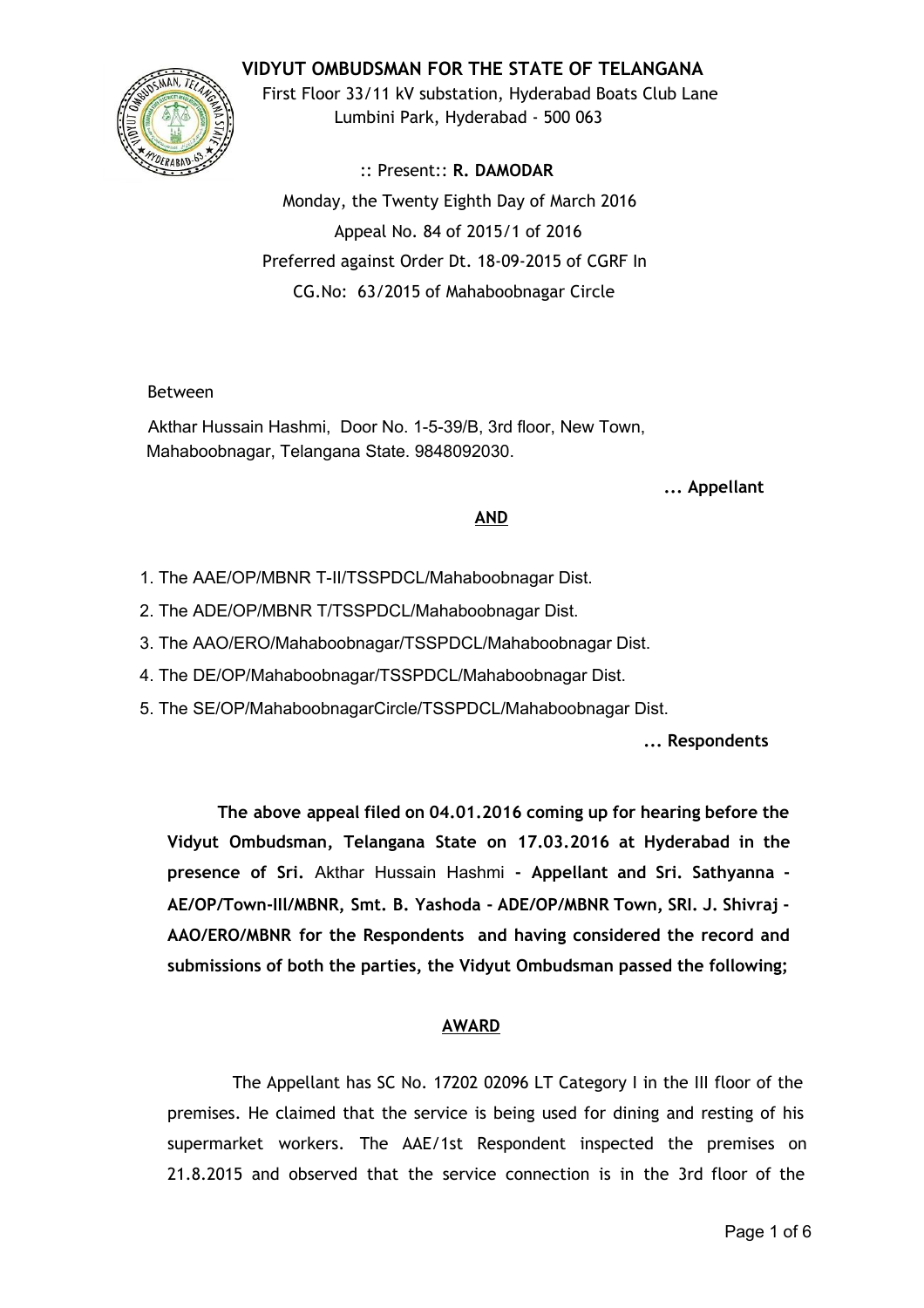# VIDYUT OMBUDSMAN FOR THE STATE OF TELANGANA

First Floor 33/11 kV substation, Hyderabad Boats Club Lane
Lumbini Park, Hyderabad - 500 063

:: Present:: **R. DAMODAR**

Monday, the Twenty Eighth Day of March 2016

Appeal No. 84 of 2015/1 of 2016

Preferred against Order Dt. 18-09-2015 of CGRF In

CG.No: 63/2015 of Mahaboobnagar Circle

Between

Akthar Hussain Hashmi, Door No. 1-5-39/B, 3rd floor, New Town, Mahaboobnagar, Telangana State. 9848092030.

**... Appellant**

**AND**

1. The AAE/OP/MBNR T-II/TSSPDCL/Mahaboobnagar Dist.
2. The ADE/OP/MBNR T/TSSPDCL/Mahaboobnagar Dist.
3. The AAO/ERO/Mahaboobnagar/TSSPDCL/Mahaboobnagar Dist.
4. The DE/OP/Mahaboobnagar/TSSPDCL/Mahaboobnagar Dist.
5. The SE/OP/MahaboobnagarCircle/TSSPDCL/Mahaboobnagar Dist.

**... Respondents**

**The above appeal filed on 04.01.2016 coming up for hearing before the Vidyut Ombudsman, Telangana State on 17.03.2016 at Hyderabad in the presence of Sri.** Akthar Hussain Hashmi **- Appellant and Sri. Sathyanna - AE/OP/Town-III/MBNR, Smt. B. Yashoda - ADE/OP/MBNR Town, SRI. J. Shivraj - AAO/ERO/MBNR for the Respondents and having considered the record and submissions of both the parties, the Vidyut Ombudsman passed the following;**

**AWARD**

The Appellant has SC No. 17202 02096 LT Category I in the III floor of the premises. He claimed that the service is being used for dining and resting of his supermarket workers. The AAE/1st Respondent inspected the premises on 21.8.2015 and observed that the service connection is in the 3rd floor of the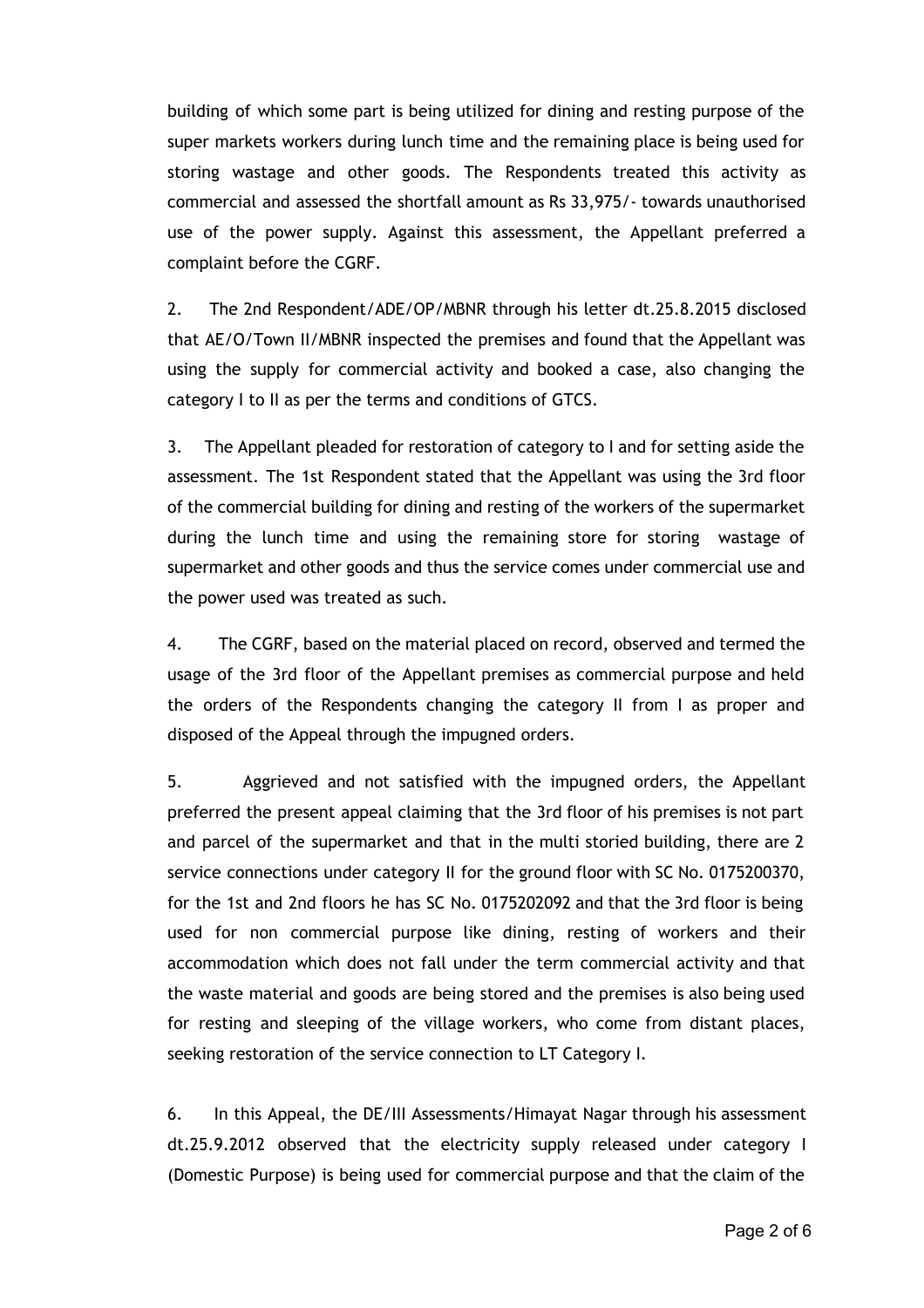building of which some part is being utilized for dining and resting purpose of the super markets workers during lunch time and the remaining place is being used for storing wastage and other goods. The Respondents treated this activity as commercial and assessed the shortfall amount as Rs 33,975/- towards unauthorised use of the power supply. Against this assessment, the Appellant preferred a complaint before the CGRF.

2. The 2nd Respondent/ADE/OP/MBNR through his letter dt.25.8.2015 disclosed that AE/O/Town II/MBNR inspected the premises and found that the Appellant was using the supply for commercial activity and booked a case, also changing the category I to II as per the terms and conditions of GTCS.

3. The Appellant pleaded for restoration of category to I and for setting aside the assessment. The 1st Respondent stated that the Appellant was using the 3rd floor of the commercial building for dining and resting of the workers of the supermarket during the lunch time and using the remaining store for storing wastage of supermarket and other goods and thus the service comes under commercial use and the power used was treated as such.

4. The CGRF, based on the material placed on record, observed and termed the usage of the 3rd floor of the Appellant premises as commercial purpose and held the orders of the Respondents changing the category II from I as proper and disposed of the Appeal through the impugned orders.

5. Aggrieved and not satisfied with the impugned orders, the Appellant preferred the present appeal claiming that the 3rd floor of his premises is not part and parcel of the supermarket and that in the multi storied building, there are 2 service connections under category II for the ground floor with SC No. 0175200370, for the 1st and 2nd floors he has SC No. 0175202092 and that the 3rd floor is being used for non commercial purpose like dining, resting of workers and their accommodation which does not fall under the term commercial activity and that the waste material and goods are being stored and the premises is also being used for resting and sleeping of the village workers, who come from distant places, seeking restoration of the service connection to LT Category I.

6. In this Appeal, the DE/III Assessments/Himayat Nagar through his assessment dt.25.9.2012 observed that the electricity supply released under category I (Domestic Purpose) is being used for commercial purpose and that the claim of the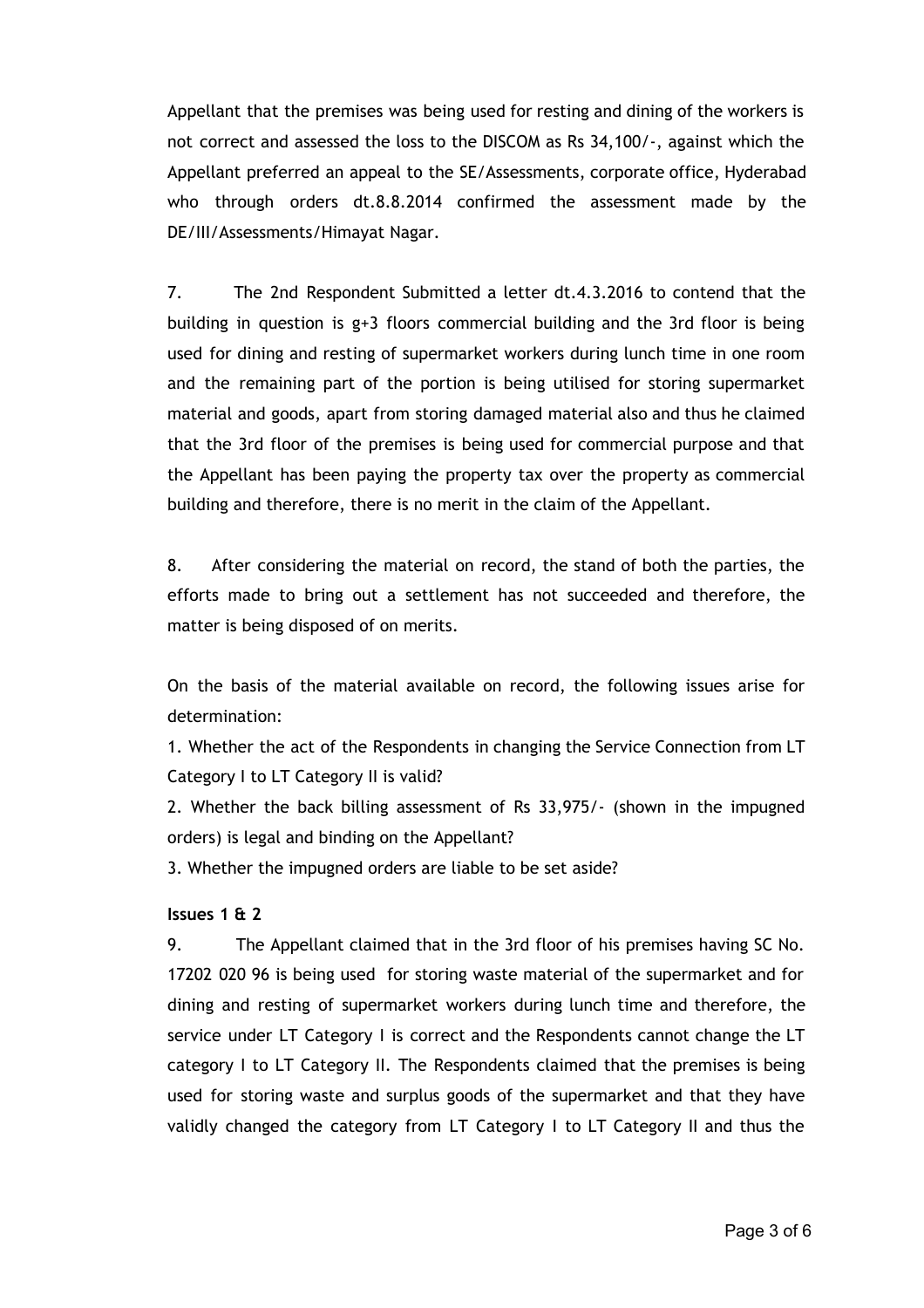Appellant that the premises was being used for resting and dining of the workers is not correct and assessed the loss to the DISCOM as Rs 34,100/-, against which the Appellant preferred an appeal to the SE/Assessments, corporate office, Hyderabad who through orders dt.8.8.2014 confirmed the assessment made by the DE/III/Assessments/Himayat Nagar.

7. The 2nd Respondent Submitted a letter dt.4.3.2016 to contend that the building in question is g+3 floors commercial building and the 3rd floor is being used for dining and resting of supermarket workers during lunch time in one room and the remaining part of the portion is being utilised for storing supermarket material and goods, apart from storing damaged material also and thus he claimed that the 3rd floor of the premises is being used for commercial purpose and that the Appellant has been paying the property tax over the property as commercial building and therefore, there is no merit in the claim of the Appellant.

8. After considering the material on record, the stand of both the parties, the efforts made to bring out a settlement has not succeeded and therefore, the matter is being disposed of on merits.

On the basis of the material available on record, the following issues arise for determination:

1. Whether the act of the Respondents in changing the Service Connection from LT Category I to LT Category II is valid?
2. Whether the back billing assessment of Rs 33,975/- (shown in the impugned orders) is legal and binding on the Appellant?
3. Whether the impugned orders are liable to be set aside?

**Issues 1 & 2**

9. The Appellant claimed that in the 3rd floor of his premises having SC No. 17202 020 96 is being used for storing waste material of the supermarket and for dining and resting of supermarket workers during lunch time and therefore, the service under LT Category I is correct and the Respondents cannot change the LT category I to LT Category II. The Respondents claimed that the premises is being used for storing waste and surplus goods of the supermarket and that they have validly changed the category from LT Category I to LT Category II and thus the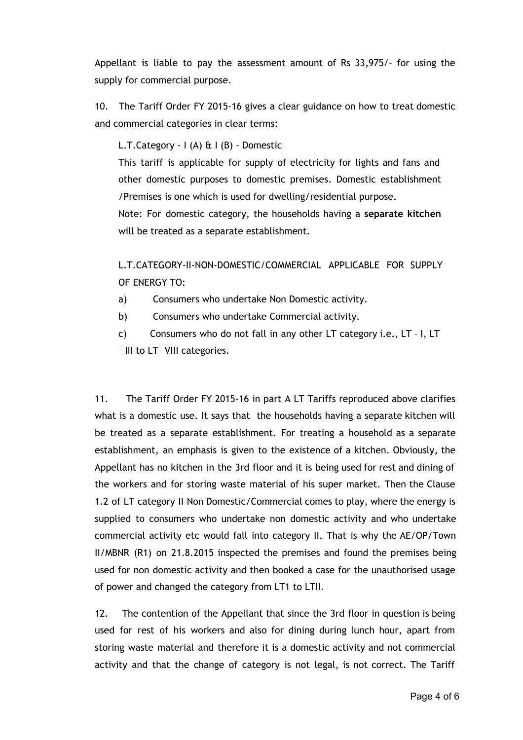Appellant is liable to pay the assessment amount of Rs 33,975/- for using the supply for commercial purpose.

10. The Tariff Order FY 2015-16 gives a clear guidance on how to treat domestic and commercial categories in clear terms:

> L.T.Category - I (A) & I (B) - Domestic
>
> This tariff is applicable for supply of electricity for lights and fans and other domestic purposes to domestic premises. Domestic establishment /Premises is one which is used for dwelling/residential purpose.
>
> Note: For domestic category, the households having a **separate kitchen** will be treated as a separate establishment.
>
> L.T.CATEGORY-II-NON-DOMESTIC/COMMERCIAL APPLICABLE FOR SUPPLY OF ENERGY TO:
>
> a) Consumers who undertake Non Domestic activity.
>
> b) Consumers who undertake Commercial activity.
>
> c) Consumers who do not fall in any other LT category i.e., LT – I, LT – III to LT –VIII categories.

11. The Tariff Order FY 2015-16 in part A LT Tariffs reproduced above clarifies what is a domestic use. It says that the households having a separate kitchen will be treated as a separate establishment. For treating a household as a separate establishment, an emphasis is given to the existence of a kitchen. Obviously, the Appellant has no kitchen in the 3rd floor and it is being used for rest and dining of the workers and for storing waste material of his super market. Then the Clause 1.2 of LT category II Non Domestic/Commercial comes to play, where the energy is supplied to consumers who undertake non domestic activity and who undertake commercial activity etc would fall into category II. That is why the AE/OP/Town II/MBNR (R1) on 21.8.2015 inspected the premises and found the premises being used for non domestic activity and then booked a case for the unauthorised usage of power and changed the category from LT1 to LTII.

12. The contention of the Appellant that since the 3rd floor in question is being used for rest of his workers and also for dining during lunch hour, apart from storing waste material and therefore it is a domestic activity and not commercial activity and that the change of category is not legal, is not correct. The Tariff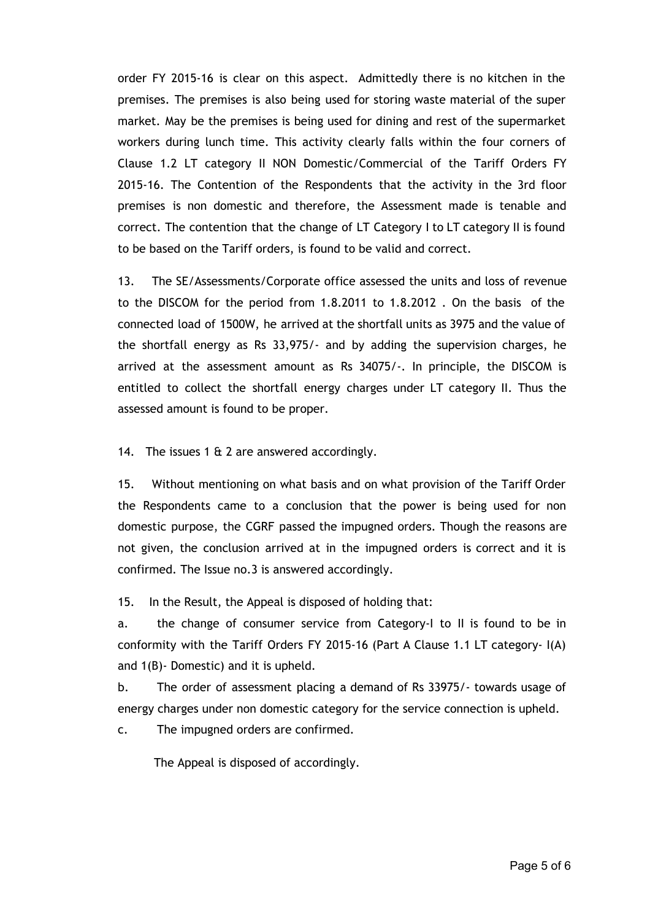order FY 2015-16 is clear on this aspect. Admittedly there is no kitchen in the premises. The premises is also being used for storing waste material of the super market. May be the premises is being used for dining and rest of the supermarket workers during lunch time. This activity clearly falls within the four corners of Clause 1.2 LT category II NON Domestic/Commercial of the Tariff Orders FY 2015-16. The Contention of the Respondents that the activity in the 3rd floor premises is non domestic and therefore, the Assessment made is tenable and correct. The contention that the change of LT Category I to LT category II is found to be based on the Tariff orders, is found to be valid and correct.

13. The SE/Assessments/Corporate office assessed the units and loss of revenue to the DISCOM for the period from 1.8.2011 to 1.8.2012 . On the basis of the connected load of 1500W, he arrived at the shortfall units as 3975 and the value of the shortfall energy as Rs 33,975/- and by adding the supervision charges, he arrived at the assessment amount as Rs 34075/-. In principle, the DISCOM is entitled to collect the shortfall energy charges under LT category II. Thus the assessed amount is found to be proper.

14. The issues 1 & 2 are answered accordingly.

15. Without mentioning on what basis and on what provision of the Tariff Order the Respondents came to a conclusion that the power is being used for non domestic purpose, the CGRF passed the impugned orders. Though the reasons are not given, the conclusion arrived at in the impugned orders is correct and it is confirmed. The Issue no.3 is answered accordingly.

15. In the Result, the Appeal is disposed of holding that:

a. the change of consumer service from Category-I to II is found to be in conformity with the Tariff Orders FY 2015-16 (Part A Clause 1.1 LT category- I(A) and 1(B)- Domestic) and it is upheld.

b. The order of assessment placing a demand of Rs 33975/- towards usage of energy charges under non domestic category for the service connection is upheld.

c. The impugned orders are confirmed.

The Appeal is disposed of accordingly.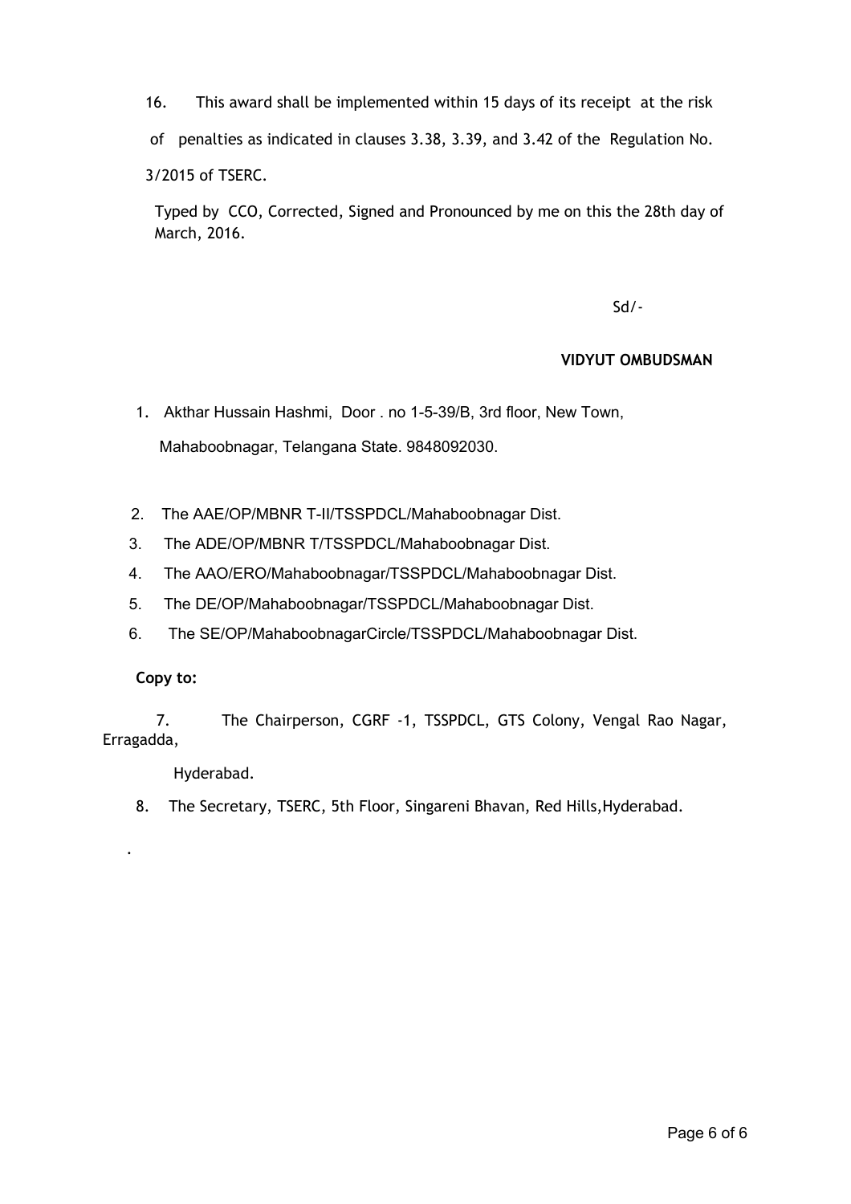16. This award shall be implemented within 15 days of its receipt at the risk of penalties as indicated in clauses 3.38, 3.39, and 3.42 of the Regulation No. 3/2015 of TSERC.

Typed by CCO, Corrected, Signed and Pronounced by me on this the 28th day of March, 2016.

Sd/-

**VIDYUT OMBUDSMAN**

1. Akthar Hussain Hashmi, Door . no 1-5-39/B, 3rd floor, New Town, Mahaboobnagar, Telangana State. 9848092030.

2. The AAE/OP/MBNR T-II/TSSPDCL/Mahaboobnagar Dist.
3. The ADE/OP/MBNR T/TSSPDCL/Mahaboobnagar Dist.
4. The AAO/ERO/Mahaboobnagar/TSSPDCL/Mahaboobnagar Dist.
5. The DE/OP/Mahaboobnagar/TSSPDCL/Mahaboobnagar Dist.
6. The SE/OP/MahaboobnagarCircle/TSSPDCL/Mahaboobnagar Dist.

**Copy to:**

7. The Chairperson, CGRF -1, TSSPDCL, GTS Colony, Vengal Rao Nagar, Erragadda, Hyderabad.
8. The Secretary, TSERC, 5th Floor, Singareni Bhavan, Red Hills,Hyderabad.

.